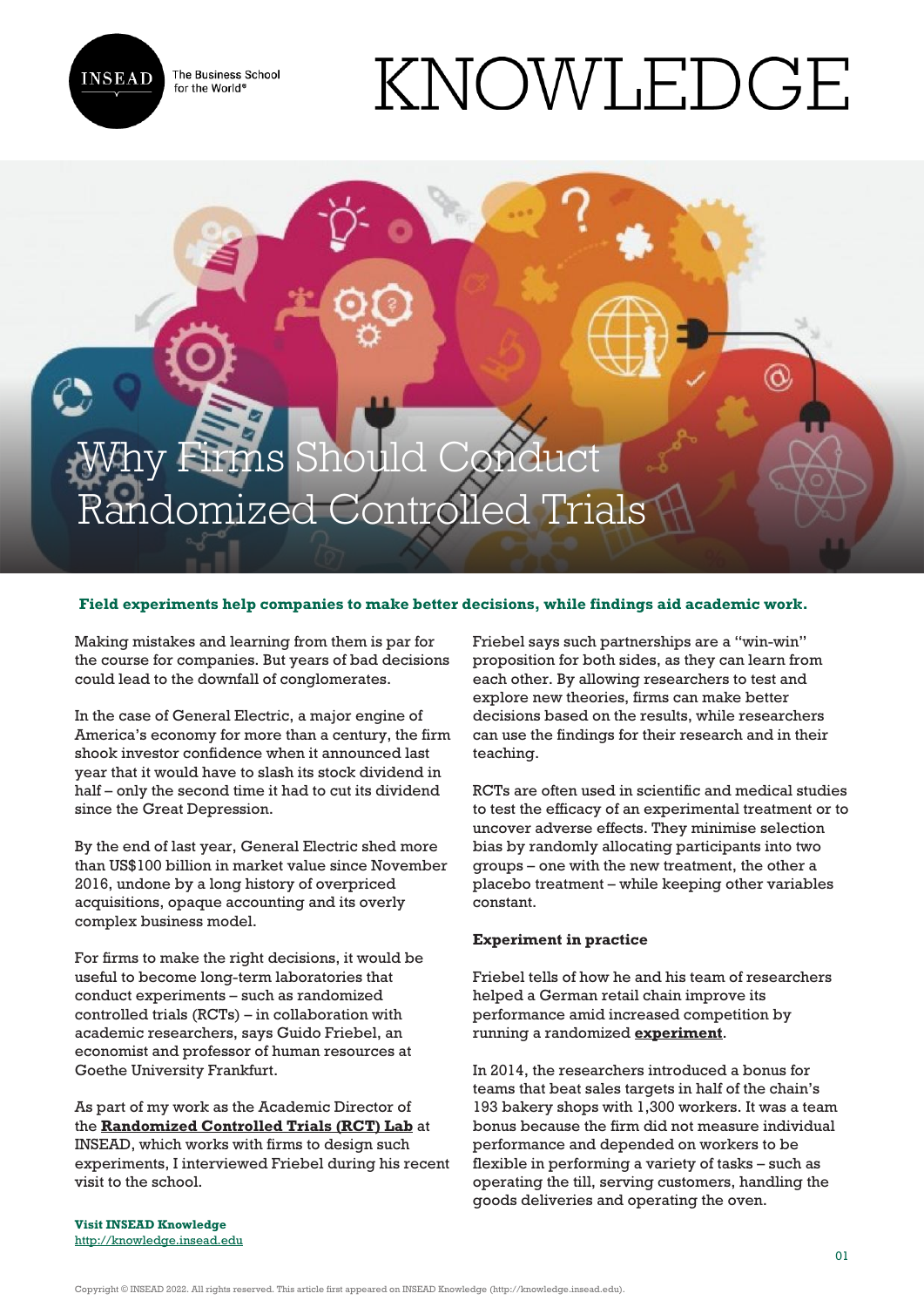# Why Firms Should Conduct Randomized Controlled Trials

**Field experiments help companies to make better decisions, while findings aid academic work.**

Making mistakes and learning from them is par for the course for companies. But years of bad decisions could lead to the downfall of conglomerates.

In the case of General Electric, a major engine of America's economy for more than a century, the firm shook investor confidence when it announced last year that it would have to slash its stock dividend in half – only the second time it had to cut its dividend since the Great Depression.

By the end of last year, General Electric shed more than US$100 billion in market value since November 2016, undone by a long history of overpriced acquisitions, opaque accounting and its overly complex business model.

For firms to make the right decisions, it would be useful to become long-term laboratories that conduct experiments – such as randomized controlled trials (RCTs) – in collaboration with academic researchers, says Guido Friebel, an economist and professor of human resources at Goethe University Frankfurt.

As part of my work as the Academic Director of the **Randomized Controlled Trials (RCT) Lab** at INSEAD, which works with firms to design such experiments, I interviewed Friebel during his recent visit to the school.

Friebel says such partnerships are a "win-win" proposition for both sides, as they can learn from each other. By allowing researchers to test and explore new theories, firms can make better decisions based on the results, while researchers can use the findings for their research and in their teaching.

RCTs are often used in scientific and medical studies to test the efficacy of an experimental treatment or to uncover adverse effects. They minimise selection bias by randomly allocating participants into two groups – one with the new treatment, the other a placebo treatment – while keeping other variables constant.

### Experiment in practice

Friebel tells of how he and his team of researchers helped a German retail chain improve its performance amid increased competition by running a randomized **experiment**.

In 2014, the researchers introduced a bonus for teams that beat sales targets in half of the chain's 193 bakery shops with 1,300 workers. It was a team bonus because the firm did not measure individual performance and depended on workers to be flexible in performing a variety of tasks – such as operating the till, serving customers, handling the goods deliveries and operating the oven.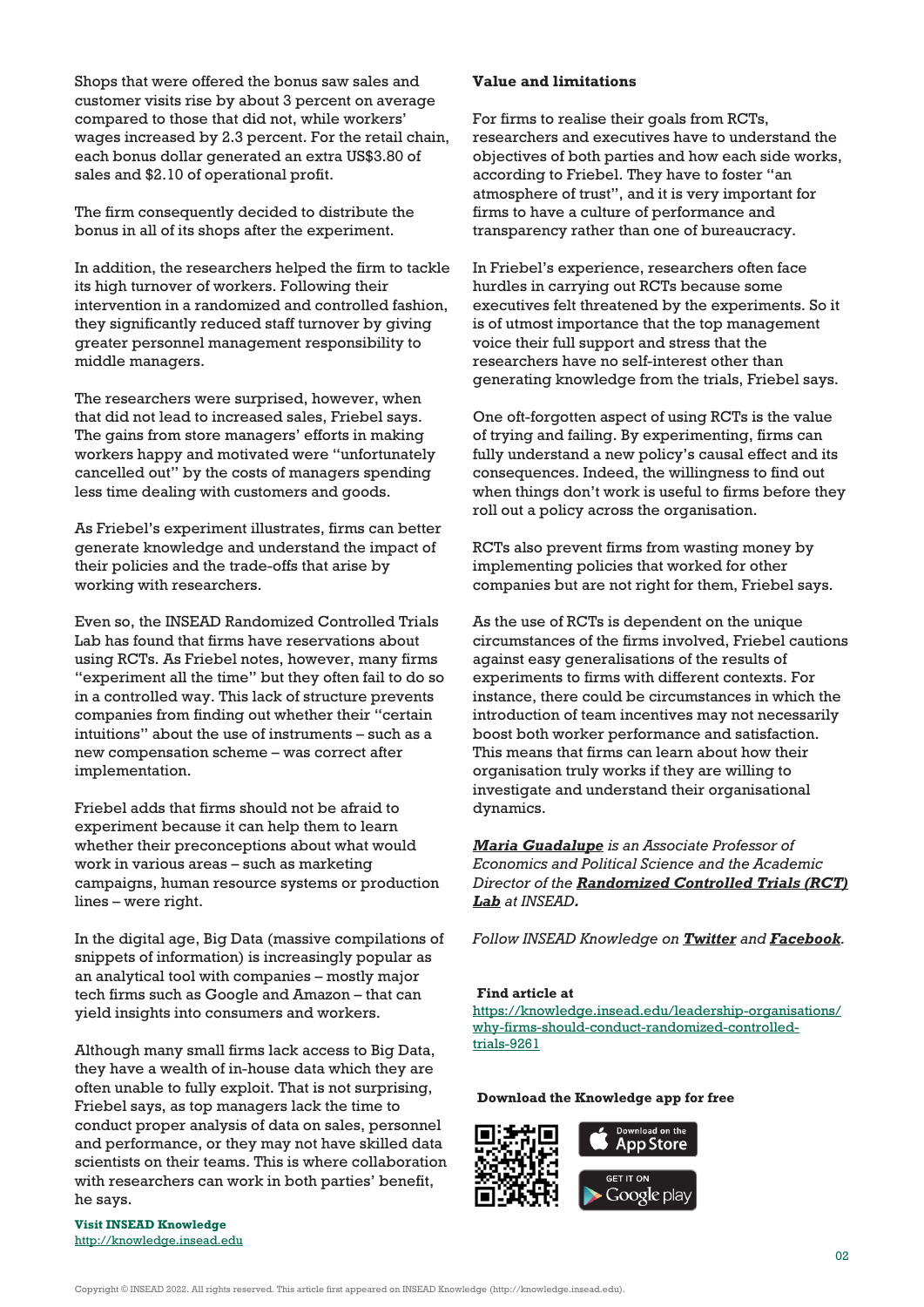Shops that were offered the bonus saw sales and customer visits rise by about 3 percent on average compared to those that did not, while workers' wages increased by 2.3 percent. For the retail chain, each bonus dollar generated an extra US$3.80 of sales and $2.10 of operational profit.

The firm consequently decided to distribute the bonus in all of its shops after the experiment.

In addition, the researchers helped the firm to tackle its high turnover of workers. Following their intervention in a randomized and controlled fashion, they significantly reduced staff turnover by giving greater personnel management responsibility to middle managers.

The researchers were surprised, however, when that did not lead to increased sales, Friebel says. The gains from store managers' efforts in making workers happy and motivated were "unfortunately cancelled out" by the costs of managers spending less time dealing with customers and goods.

As Friebel's experiment illustrates, firms can better generate knowledge and understand the impact of their policies and the trade-offs that arise by working with researchers.

Even so, the INSEAD Randomized Controlled Trials Lab has found that firms have reservations about using RCTs. As Friebel notes, however, many firms "experiment all the time" but they often fail to do so in a controlled way. This lack of structure prevents companies from finding out whether their "certain intuitions" about the use of instruments – such as a new compensation scheme – was correct after implementation.

Friebel adds that firms should not be afraid to experiment because it can help them to learn whether their preconceptions about what would work in various areas – such as marketing campaigns, human resource systems or production lines – were right.

In the digital age, Big Data (massive compilations of snippets of information) is increasingly popular as an analytical tool with companies – mostly major tech firms such as Google and Amazon – that can yield insights into consumers and workers.

Although many small firms lack access to Big Data, they have a wealth of in-house data which they are often unable to fully exploit. That is not surprising, Friebel says, as top managers lack the time to conduct proper analysis of data on sales, personnel and performance, or they may not have skilled data scientists on their teams. This is where collaboration with researchers can work in both parties' benefit, he says.

### Value and limitations

For firms to realise their goals from RCTs, researchers and executives have to understand the objectives of both parties and how each side works, according to Friebel. They have to foster "an atmosphere of trust", and it is very important for firms to have a culture of performance and transparency rather than one of bureaucracy.

In Friebel's experience, researchers often face hurdles in carrying out RCTs because some executives felt threatened by the experiments. So it is of utmost importance that the top management voice their full support and stress that the researchers have no self-interest other than generating knowledge from the trials, Friebel says.

One oft-forgotten aspect of using RCTs is the value of trying and failing. By experimenting, firms can fully understand a new policy's causal effect and its consequences. Indeed, the willingness to find out when things don't work is useful to firms before they roll out a policy across the organisation.

RCTs also prevent firms from wasting money by implementing policies that worked for other companies but are not right for them, Friebel says.

As the use of RCTs is dependent on the unique circumstances of the firms involved, Friebel cautions against easy generalisations of the results of experiments to firms with different contexts. For instance, there could be circumstances in which the introduction of team incentives may not necessarily boost both worker performance and satisfaction. This means that firms can learn about how their organisation truly works if they are willing to investigate and understand their organisational dynamics.

***Maria Guadalupe*** *is an Associate Professor of Economics and Political Science and the Academic Director of the* ***Randomized Controlled Trials (RCT) Lab*** *at INSEAD.*

*Follow INSEAD Knowledge on* ***Twitter*** *and* ***Facebook****.*

**Find article at**
https://knowledge.insead.edu/leadership-organisations/why-firms-should-conduct-randomized-controlled-trials-9261

**Download the Knowledge app for free**

**Visit INSEAD Knowledge**
http://knowledge.insead.edu

Copyright © INSEAD 2022. All rights reserved. This article first appeared on INSEAD Knowledge (http://knowledge.insead.edu).